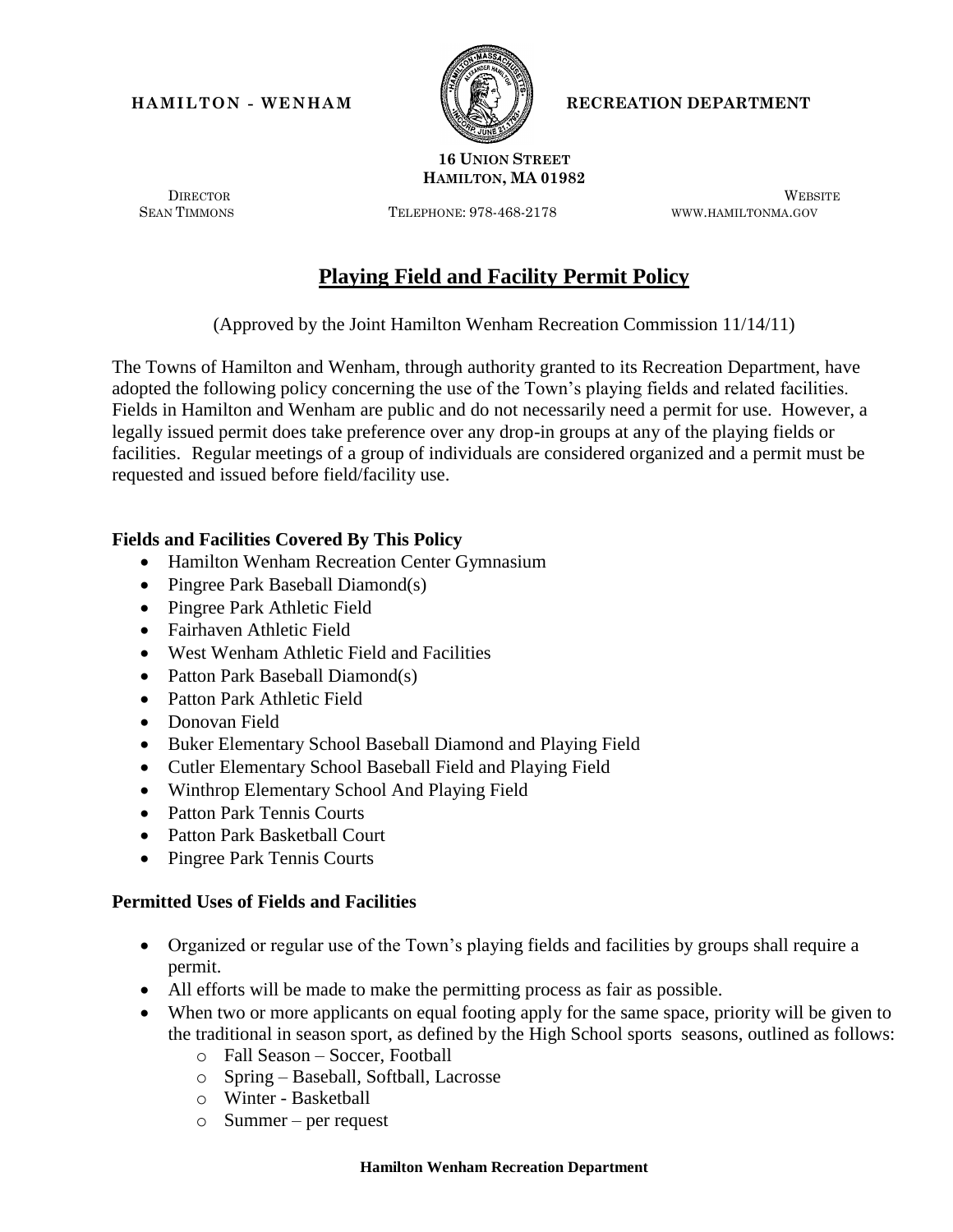**HAMILTON - WENHAM** **RECREATION DEPARTMENT**

**16 UNION STREET**
**HAMILTON, MA 01982**

DIRECTOR
SEAN TIMMONS

TELEPHONE: 978-468-2178

WEBSITE
WWW.HAMILTONMA.GOV

# Playing Field and Facility Permit Policy

(Approved by the Joint Hamilton Wenham Recreation Commission 11/14/11)

The Towns of Hamilton and Wenham, through authority granted to its Recreation Department, have adopted the following policy concerning the use of the Town's playing fields and related facilities. Fields in Hamilton and Wenham are public and do not necessarily need a permit for use. However, a legally issued permit does take preference over any drop-in groups at any of the playing fields or facilities. Regular meetings of a group of individuals are considered organized and a permit must be requested and issued before field/facility use.

### Fields and Facilities Covered By This Policy

- Hamilton Wenham Recreation Center Gymnasium
- Pingree Park Baseball Diamond(s)
- Pingree Park Athletic Field
- Fairhaven Athletic Field
- West Wenham Athletic Field and Facilities
- Patton Park Baseball Diamond(s)
- Patton Park Athletic Field
- Donovan Field
- Buker Elementary School Baseball Diamond and Playing Field
- Cutler Elementary School Baseball Field and Playing Field
- Winthrop Elementary School And Playing Field
- Patton Park Tennis Courts
- Patton Park Basketball Court
- Pingree Park Tennis Courts

### Permitted Uses of Fields and Facilities

- Organized or regular use of the Town's playing fields and facilities by groups shall require a permit.
- All efforts will be made to make the permitting process as fair as possible.
- When two or more applicants on equal footing apply for the same space, priority will be given to the traditional in season sport, as defined by the High School sports seasons, outlined as follows:
  - Fall Season – Soccer, Football
  - Spring – Baseball, Softball, Lacrosse
  - Winter - Basketball
  - Summer – per request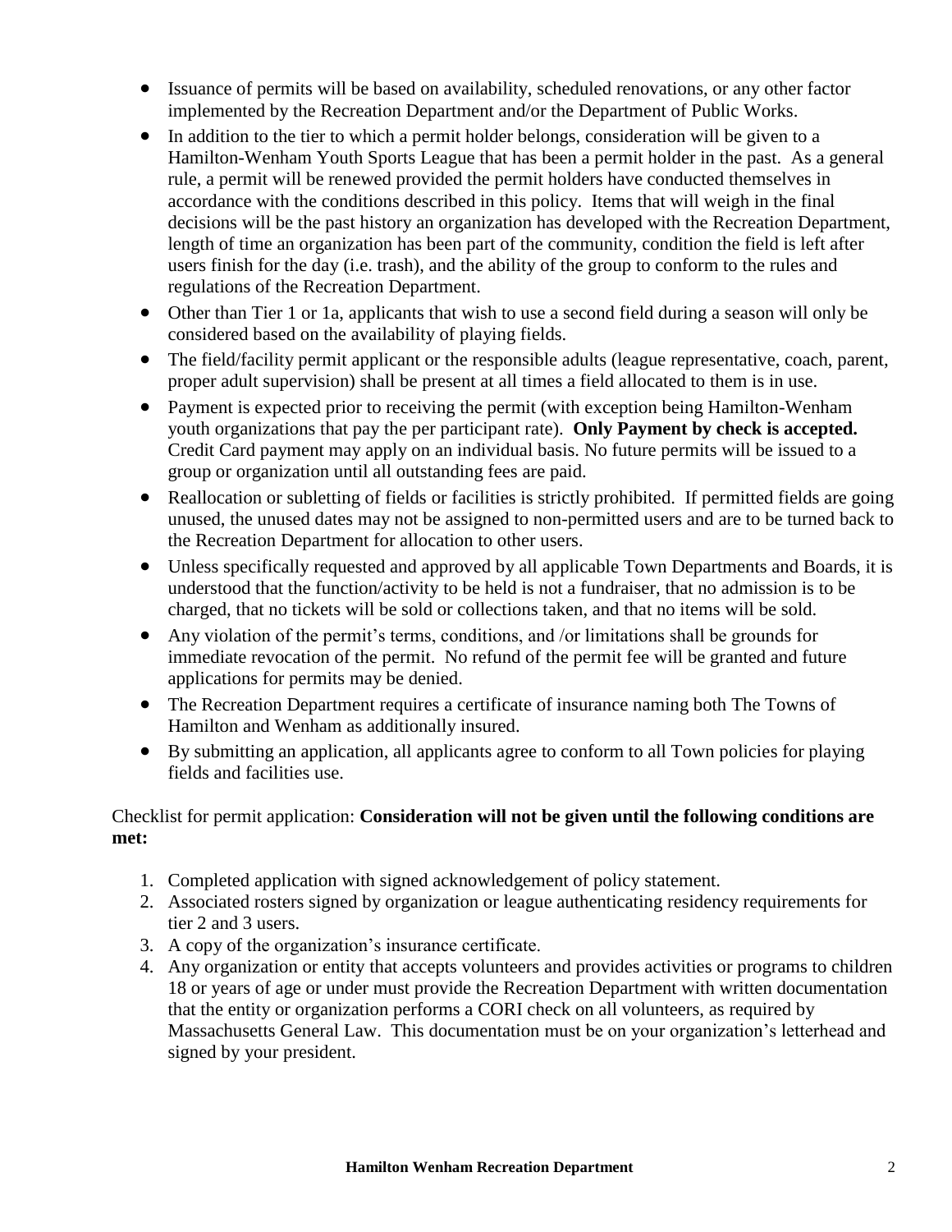- Issuance of permits will be based on availability, scheduled renovations, or any other factor implemented by the Recreation Department and/or the Department of Public Works.
- In addition to the tier to which a permit holder belongs, consideration will be given to a Hamilton-Wenham Youth Sports League that has been a permit holder in the past. As a general rule, a permit will be renewed provided the permit holders have conducted themselves in accordance with the conditions described in this policy. Items that will weigh in the final decisions will be the past history an organization has developed with the Recreation Department, length of time an organization has been part of the community, condition the field is left after users finish for the day (i.e. trash), and the ability of the group to conform to the rules and regulations of the Recreation Department.
- Other than Tier 1 or 1a, applicants that wish to use a second field during a season will only be considered based on the availability of playing fields.
- The field/facility permit applicant or the responsible adults (league representative, coach, parent, proper adult supervision) shall be present at all times a field allocated to them is in use.
- Payment is expected prior to receiving the permit (with exception being Hamilton-Wenham youth organizations that pay the per participant rate). **Only Payment by check is accepted.** Credit Card payment may apply on an individual basis. No future permits will be issued to a group or organization until all outstanding fees are paid.
- Reallocation or subletting of fields or facilities is strictly prohibited. If permitted fields are going unused, the unused dates may not be assigned to non-permitted users and are to be turned back to the Recreation Department for allocation to other users.
- Unless specifically requested and approved by all applicable Town Departments and Boards, it is understood that the function/activity to be held is not a fundraiser, that no admission is to be charged, that no tickets will be sold or collections taken, and that no items will be sold.
- Any violation of the permit's terms, conditions, and /or limitations shall be grounds for immediate revocation of the permit. No refund of the permit fee will be granted and future applications for permits may be denied.
- The Recreation Department requires a certificate of insurance naming both The Towns of Hamilton and Wenham as additionally insured.
- By submitting an application, all applicants agree to conform to all Town policies for playing fields and facilities use.

Checklist for permit application: **Consideration will not be given until the following conditions are met:**

1. Completed application with signed acknowledgement of policy statement.
2. Associated rosters signed by organization or league authenticating residency requirements for tier 2 and 3 users.
3. A copy of the organization's insurance certificate.
4. Any organization or entity that accepts volunteers and provides activities or programs to children 18 or years of age or under must provide the Recreation Department with written documentation that the entity or organization performs a CORI check on all volunteers, as required by Massachusetts General Law. This documentation must be on your organization's letterhead and signed by your president.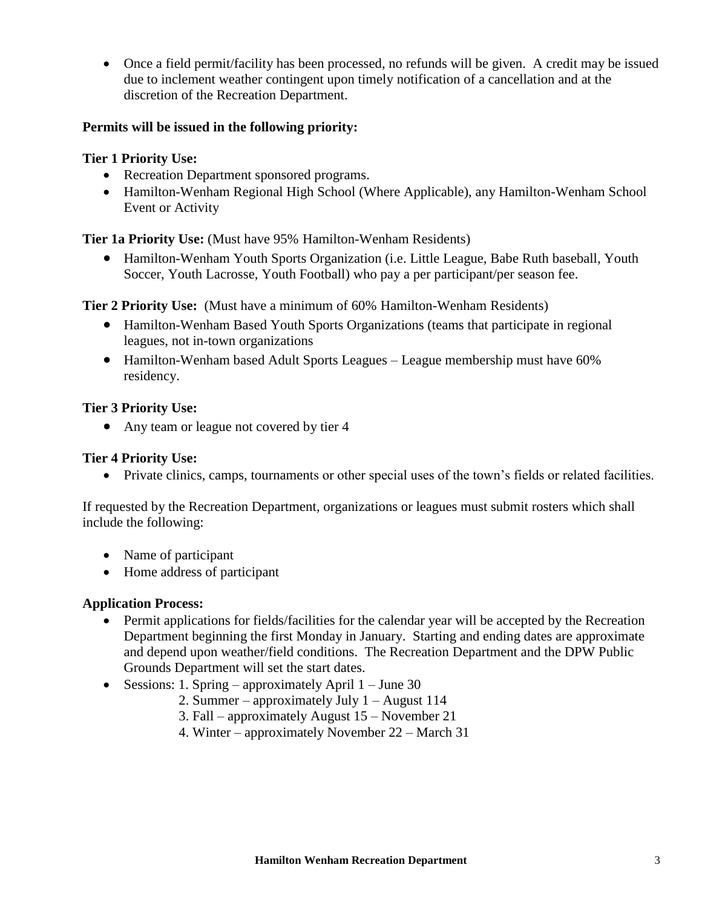- Once a field permit/facility has been processed, no refunds will be given. A credit may be issued due to inclement weather contingent upon timely notification of a cancellation and at the discretion of the Recreation Department.

**Permits will be issued in the following priority:**

**Tier 1 Priority Use:**

- Recreation Department sponsored programs.
- Hamilton-Wenham Regional High School (Where Applicable), any Hamilton-Wenham School Event or Activity

**Tier 1a Priority Use:** (Must have 95% Hamilton-Wenham Residents)

- Hamilton-Wenham Youth Sports Organization (i.e. Little League, Babe Ruth baseball, Youth Soccer, Youth Lacrosse, Youth Football) who pay a per participant/per season fee.

**Tier 2 Priority Use:** (Must have a minimum of 60% Hamilton-Wenham Residents)

- Hamilton-Wenham Based Youth Sports Organizations (teams that participate in regional leagues, not in-town organizations
- Hamilton-Wenham based Adult Sports Leagues – League membership must have 60% residency.

**Tier 3 Priority Use:**

- Any team or league not covered by tier 4

**Tier 4 Priority Use:**

- Private clinics, camps, tournaments or other special uses of the town's fields or related facilities.

If requested by the Recreation Department, organizations or leagues must submit rosters which shall include the following:

- Name of participant
- Home address of participant

**Application Process:**

- Permit applications for fields/facilities for the calendar year will be accepted by the Recreation Department beginning the first Monday in January. Starting and ending dates are approximate and depend upon weather/field conditions. The Recreation Department and the DPW Public Grounds Department will set the start dates.
- Sessions: 1. Spring – approximately April 1 – June 30
  2. Summer – approximately July 1 – August 114
  3. Fall – approximately August 15 – November 21
  4. Winter – approximately November 22 – March 31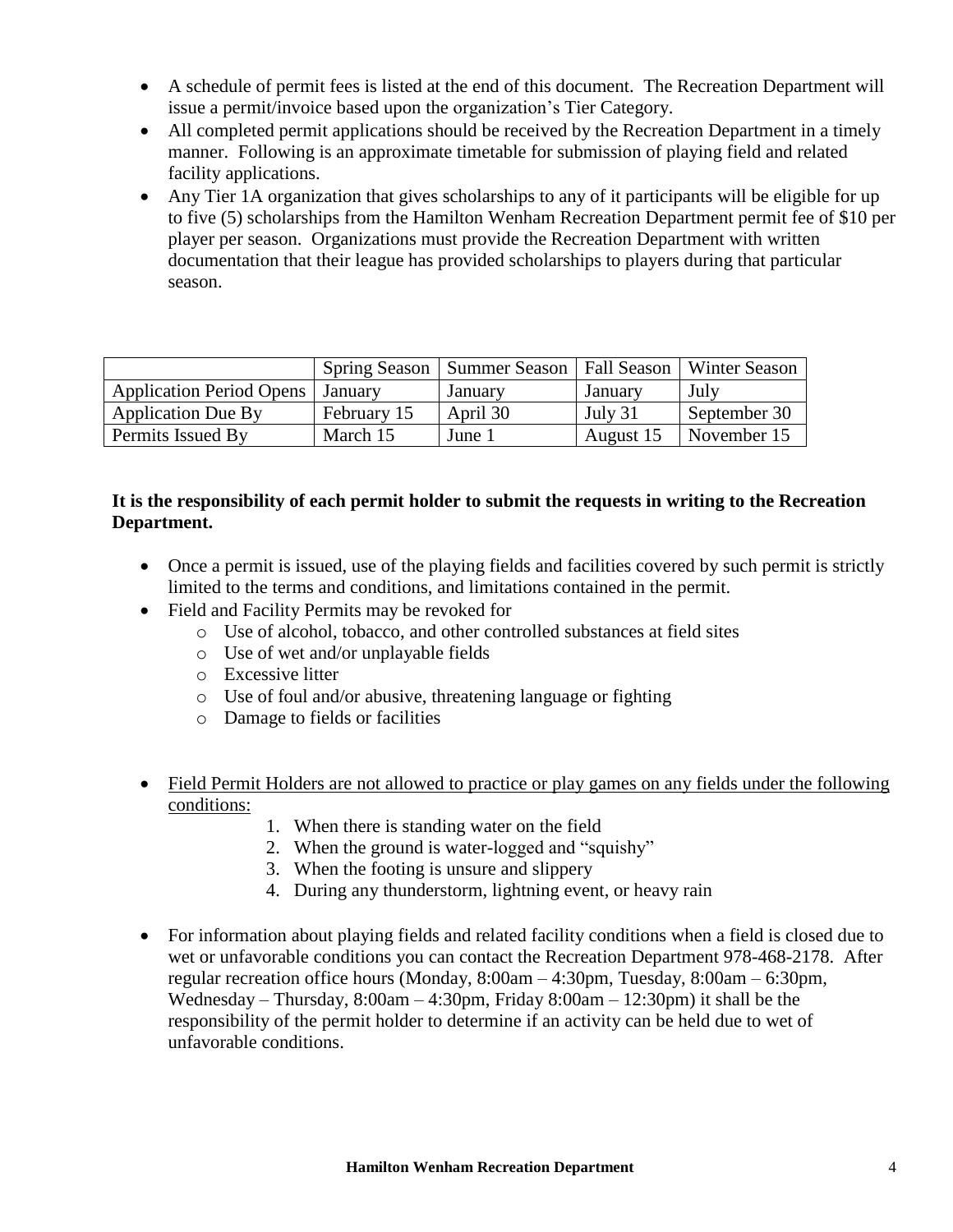- A schedule of permit fees is listed at the end of this document. The Recreation Department will issue a permit/invoice based upon the organization's Tier Category.
- All completed permit applications should be received by the Recreation Department in a timely manner. Following is an approximate timetable for submission of playing field and related facility applications.
- Any Tier 1A organization that gives scholarships to any of it participants will be eligible for up to five (5) scholarships from the Hamilton Wenham Recreation Department permit fee of $10 per player per season. Organizations must provide the Recreation Department with written documentation that their league has provided scholarships to players during that particular season.

| | Spring Season | Summer Season | Fall Season | Winter Season |
|---|---|---|---|---|
| Application Period Opens | January | January | January | July |
| Application Due By | February 15 | April 30 | July 31 | September 30 |
| Permits Issued By | March 15 | June 1 | August 15 | November 15 |

**It is the responsibility of each permit holder to submit the requests in writing to the Recreation Department.**

- Once a permit is issued, use of the playing fields and facilities covered by such permit is strictly limited to the terms and conditions, and limitations contained in the permit.
- Field and Facility Permits may be revoked for
  - Use of alcohol, tobacco, and other controlled substances at field sites
  - Use of wet and/or unplayable fields
  - Excessive litter
  - Use of foul and/or abusive, threatening language or fighting
  - Damage to fields or facilities

- Field Permit Holders are not allowed to practice or play games on any fields under the following conditions:
  1. When there is standing water on the field
  2. When the ground is water-logged and "squishy"
  3. When the footing is unsure and slippery
  4. During any thunderstorm, lightning event, or heavy rain

- For information about playing fields and related facility conditions when a field is closed due to wet or unfavorable conditions you can contact the Recreation Department 978-468-2178. After regular recreation office hours (Monday, 8:00am – 4:30pm, Tuesday, 8:00am – 6:30pm, Wednesday – Thursday, 8:00am – 4:30pm, Friday 8:00am – 12:30pm) it shall be the responsibility of the permit holder to determine if an activity can be held due to wet of unfavorable conditions.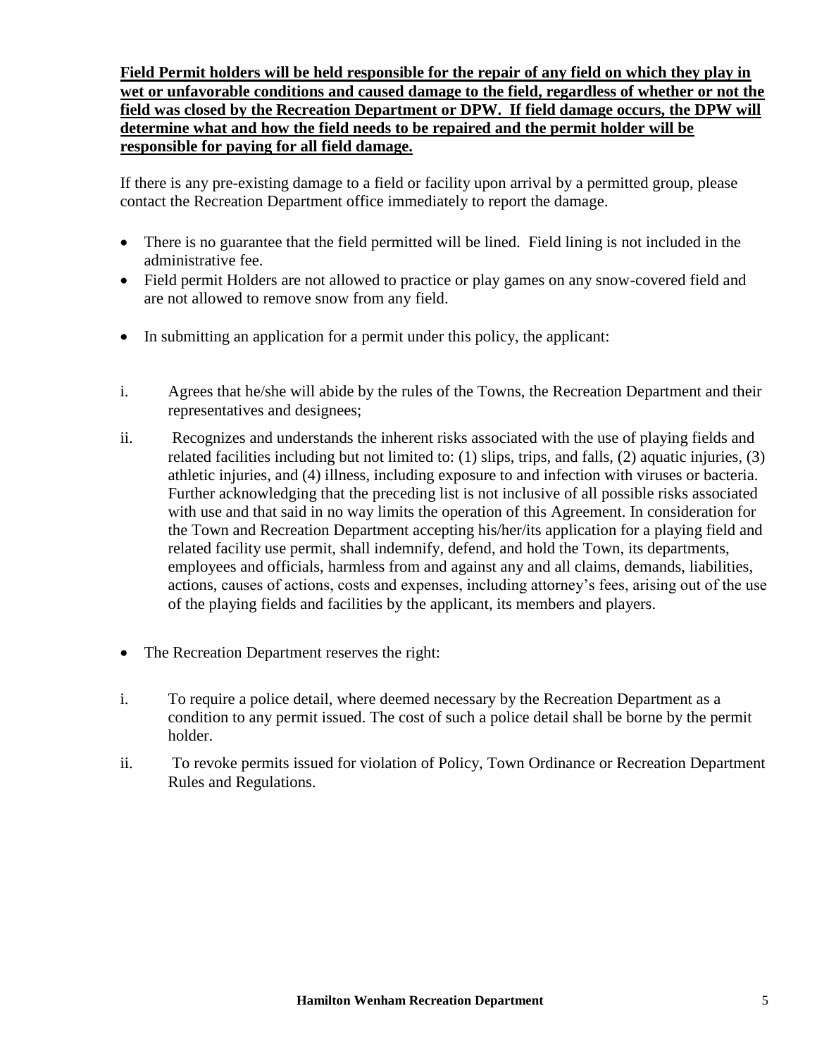**<u>Field Permit holders will be held responsible for the repair of any field on which they play in wet or unfavorable conditions and caused damage to the field, regardless of whether or not the field was closed by the Recreation Department or DPW. If field damage occurs, the DPW will determine what and how the field needs to be repaired and the permit holder will be responsible for paying for all field damage.</u>**

If there is any pre-existing damage to a field or facility upon arrival by a permitted group, please contact the Recreation Department office immediately to report the damage.

- There is no guarantee that the field permitted will be lined. Field lining is not included in the administrative fee.
- Field permit Holders are not allowed to practice or play games on any snow-covered field and are not allowed to remove snow from any field.
- In submitting an application for a permit under this policy, the applicant:

i. Agrees that he/she will abide by the rules of the Towns, the Recreation Department and their representatives and designees;

ii. Recognizes and understands the inherent risks associated with the use of playing fields and related facilities including but not limited to: (1) slips, trips, and falls, (2) aquatic injuries, (3) athletic injuries, and (4) illness, including exposure to and infection with viruses or bacteria. Further acknowledging that the preceding list is not inclusive of all possible risks associated with use and that said in no way limits the operation of this Agreement. In consideration for the Town and Recreation Department accepting his/her/its application for a playing field and related facility use permit, shall indemnify, defend, and hold the Town, its departments, employees and officials, harmless from and against any and all claims, demands, liabilities, actions, causes of actions, costs and expenses, including attorney's fees, arising out of the use of the playing fields and facilities by the applicant, its members and players.

- The Recreation Department reserves the right:

i. To require a police detail, where deemed necessary by the Recreation Department as a condition to any permit issued. The cost of such a police detail shall be borne by the permit holder.

ii. To revoke permits issued for violation of Policy, Town Ordinance or Recreation Department Rules and Regulations.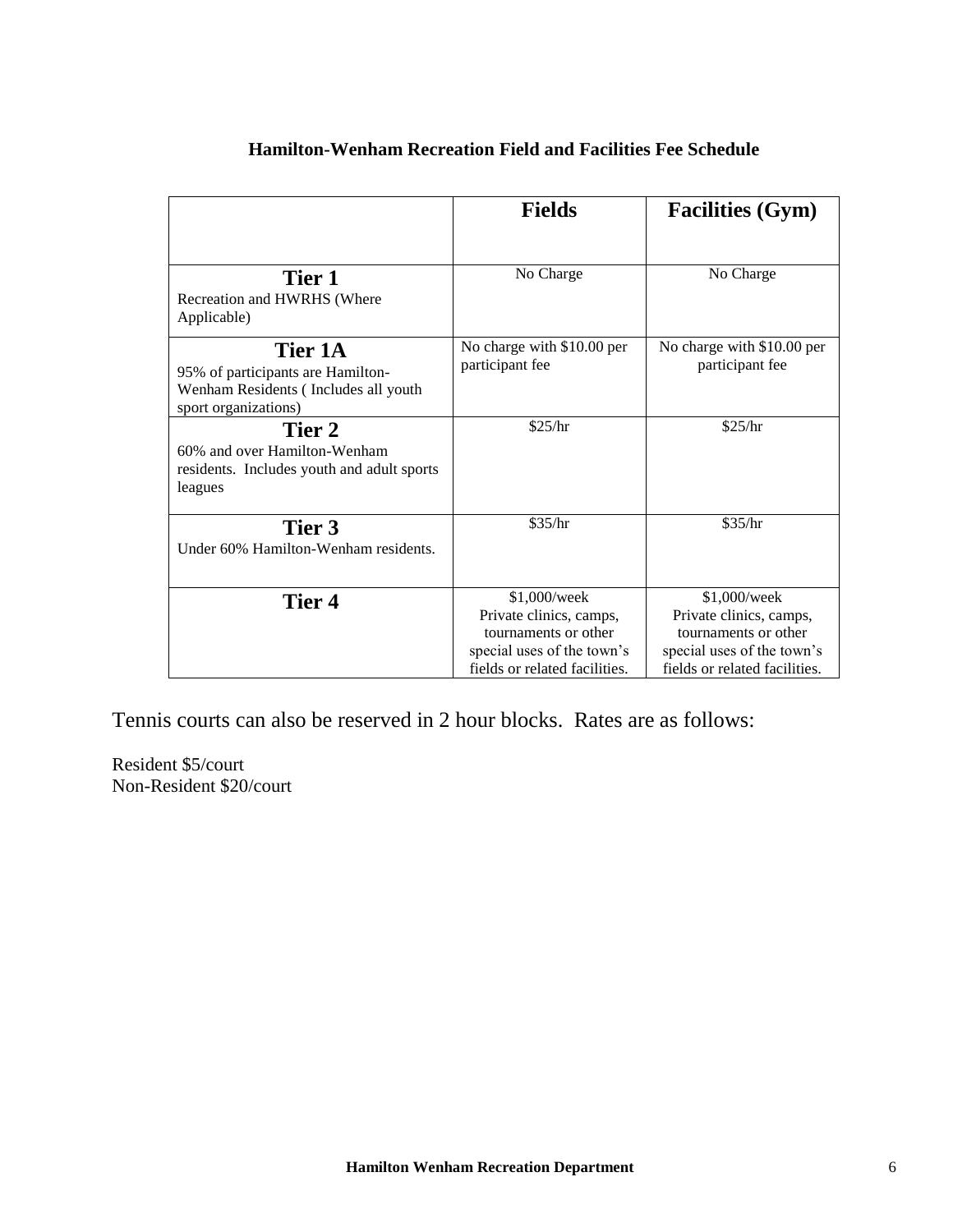**Hamilton-Wenham Recreation Field and Facilities Fee Schedule**

| | Fields | Facilities (Gym) |
|---|---|---|
| **Tier 1**<br>Recreation and HWRHS (Where Applicable) | No Charge | No Charge |
| **Tier 1A**<br>95% of participants are Hamilton-Wenham Residents ( Includes all youth sport organizations) | No charge with $10.00 per participant fee | No charge with $10.00 per participant fee |
| **Tier 2**<br>60% and over Hamilton-Wenham residents. Includes youth and adult sports leagues | $25/hr | $25/hr |
| **Tier 3**<br>Under 60% Hamilton-Wenham residents. | $35/hr | $35/hr |
| **Tier 4** | $1,000/week<br>Private clinics, camps, tournaments or other special uses of the town's fields or related facilities. | $1,000/week<br>Private clinics, camps, tournaments or other special uses of the town's fields or related facilities. |

Tennis courts can also be reserved in 2 hour blocks. Rates are as follows:

Resident $5/court
Non-Resident $20/court